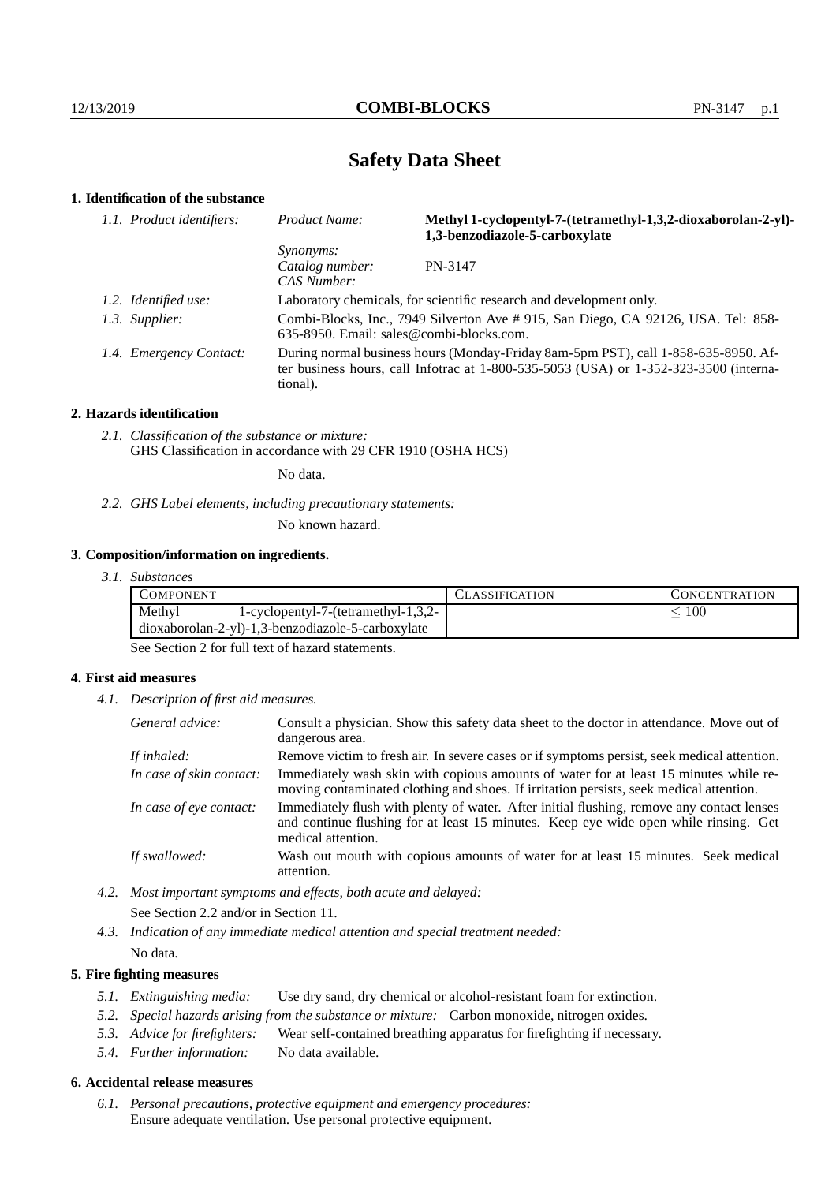# Safety Data Sheet

## 1. Identification of the substance

| 1.1. Product identifiers: | Product Name: | **Methyl 1-cyclopentyl-7-(tetramethyl-1,3,2-dioxaborolan-2-yl)-1,3-benzodiazole-5-carboxylate** |
|---|---|---|
| | Synonyms: | |
| | Catalog number: | PN-3147 |
| | CAS Number: | |
| 1.2. Identified use: | Laboratory chemicals, for scientific research and development only. | |
| 1.3. Supplier: | Combi-Blocks, Inc., 7949 Silverton Ave # 915, San Diego, CA 92126, USA. Tel: 858-635-8950. Email: sales@combi-blocks.com. | |
| 1.4. Emergency Contact: | During normal business hours (Monday-Friday 8am-5pm PST), call 1-858-635-8950. After business hours, call Infotrac at 1-800-535-5053 (USA) or 1-352-323-3500 (international). | |

## 2. Hazards identification

*2.1. Classification of the substance or mixture:*
GHS Classification in accordance with 29 CFR 1910 (OSHA HCS)

No data.

*2.2. GHS Label elements, including precautionary statements:*

No known hazard.

## 3. Composition/information on ingredients.

*3.1. Substances*

| COMPONENT | CLASSIFICATION | CONCENTRATION |
|---|---|---|
| Methyl 1-cyclopentyl-7-(tetramethyl-1,3,2-dioxaborolan-2-yl)-1,3-benzodiazole-5-carboxylate | | $\leq 100$ |

See Section 2 for full text of hazard statements.

## 4. First aid measures

*4.1. Description of first aid measures.*

| | |
|---|---|
| *General advice:* | Consult a physician. Show this safety data sheet to the doctor in attendance. Move out of dangerous area. |
| *If inhaled:* | Remove victim to fresh air. In severe cases or if symptoms persist, seek medical attention. |
| *In case of skin contact:* | Immediately wash skin with copious amounts of water for at least 15 minutes while removing contaminated clothing and shoes. If irritation persists, seek medical attention. |
| *In case of eye contact:* | Immediately flush with plenty of water. After initial flushing, remove any contact lenses and continue flushing for at least 15 minutes. Keep eye wide open while rinsing. Get medical attention. |
| *If swallowed:* | Wash out mouth with copious amounts of water for at least 15 minutes. Seek medical attention. |

*4.2. Most important symptoms and effects, both acute and delayed:*

See Section 2.2 and/or in Section 11.

*4.3. Indication of any immediate medical attention and special treatment needed:*

No data.

## 5. Fire fighting measures

*5.1. Extinguishing media:* Use dry sand, dry chemical or alcohol-resistant foam for extinction.

*5.2. Special hazards arising from the substance or mixture:* Carbon monoxide, nitrogen oxides.

*5.3. Advice for firefighters:* Wear self-contained breathing apparatus for firefighting if necessary.

*5.4. Further information:* No data available.

## 6. Accidental release measures

*6.1. Personal precautions, protective equipment and emergency procedures:*
Ensure adequate ventilation. Use personal protective equipment.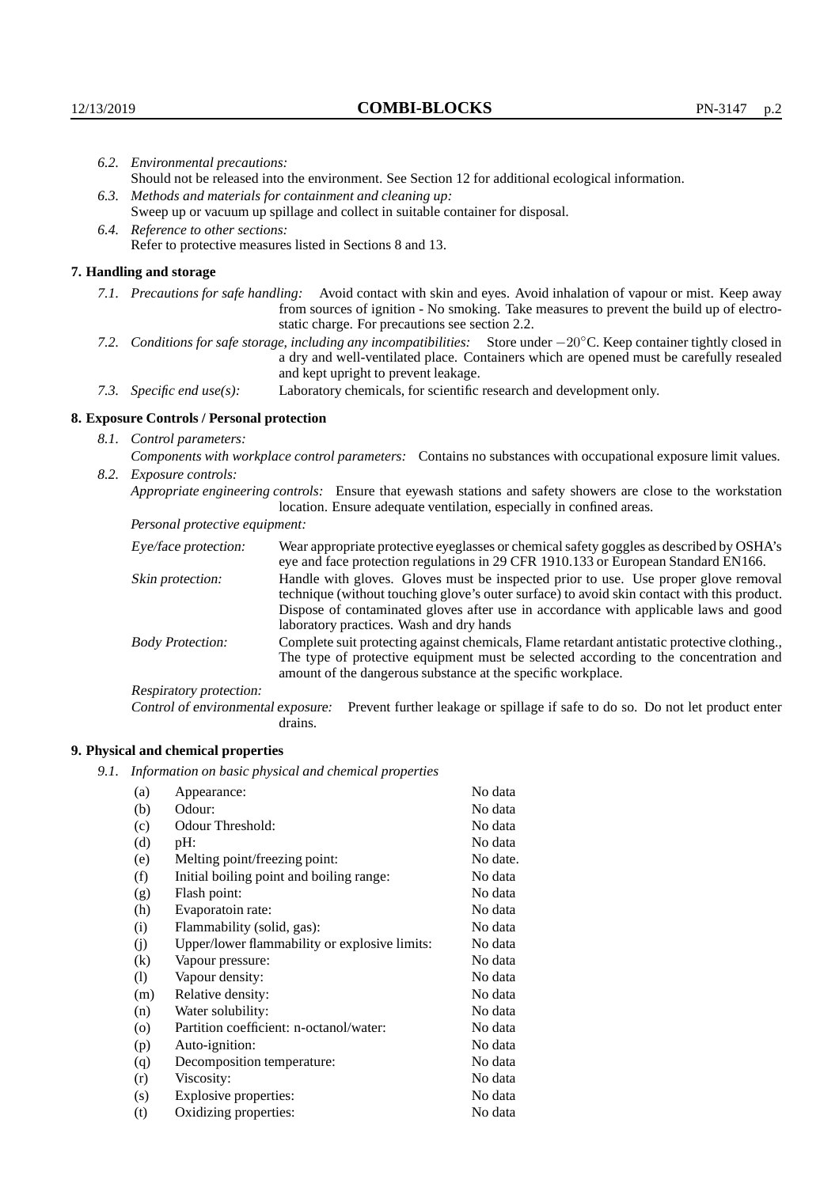*6.2. Environmental precautions:*
Should not be released into the environment. See Section 12 for additional ecological information.

*6.3. Methods and materials for containment and cleaning up:*
Sweep up or vacuum up spillage and collect in suitable container for disposal.

*6.4. Reference to other sections:*
Refer to protective measures listed in Sections 8 and 13.

## 7. Handling and storage

*7.1. Precautions for safe handling:* Avoid contact with skin and eyes. Avoid inhalation of vapour or mist. Keep away from sources of ignition - No smoking. Take measures to prevent the build up of electrostatic charge. For precautions see section 2.2.

*7.2. Conditions for safe storage, including any incompatibilities:* Store under $-20^{\circ}$C. Keep container tightly closed in a dry and well-ventilated place. Containers which are opened must be carefully resealed and kept upright to prevent leakage.

*7.3. Specific end use(s):* Laboratory chemicals, for scientific research and development only.

## 8. Exposure Controls / Personal protection

*8.1. Control parameters:*
*Components with workplace control parameters:* Contains no substances with occupational exposure limit values.

*8.2. Exposure controls:*
*Appropriate engineering controls:* Ensure that eyewash stations and safety showers are close to the workstation location. Ensure adequate ventilation, especially in confined areas.

*Personal protective equipment:*

*Eye/face protection:* Wear appropriate protective eyeglasses or chemical safety goggles as described by OSHA's eye and face protection regulations in 29 CFR 1910.133 or European Standard EN166.

*Skin protection:* Handle with gloves. Gloves must be inspected prior to use. Use proper glove removal technique (without touching glove's outer surface) to avoid skin contact with this product. Dispose of contaminated gloves after use in accordance with applicable laws and good laboratory practices. Wash and dry hands

*Body Protection:* Complete suit protecting against chemicals, Flame retardant antistatic protective clothing., The type of protective equipment must be selected according to the concentration and amount of the dangerous substance at the specific workplace.

*Respiratory protection:*

*Control of environmental exposure:* Prevent further leakage or spillage if safe to do so. Do not let product enter drains.

## 9. Physical and chemical properties

*9.1. Information on basic physical and chemical properties*

| | | |
|---|---|---|
| (a) | Appearance: | No data |
| (b) | Odour: | No data |
| (c) | Odour Threshold: | No data |
| (d) | pH: | No data |
| (e) | Melting point/freezing point: | No date. |
| (f) | Initial boiling point and boiling range: | No data |
| (g) | Flash point: | No data |
| (h) | Evaporatoin rate: | No data |
| (i) | Flammability (solid, gas): | No data |
| (j) | Upper/lower flammability or explosive limits: | No data |
| (k) | Vapour pressure: | No data |
| (l) | Vapour density: | No data |
| (m) | Relative density: | No data |
| (n) | Water solubility: | No data |
| (o) | Partition coefficient: n-octanol/water: | No data |
| (p) | Auto-ignition: | No data |
| (q) | Decomposition temperature: | No data |
| (r) | Viscosity: | No data |
| (s) | Explosive properties: | No data |
| (t) | Oxidizing properties: | No data |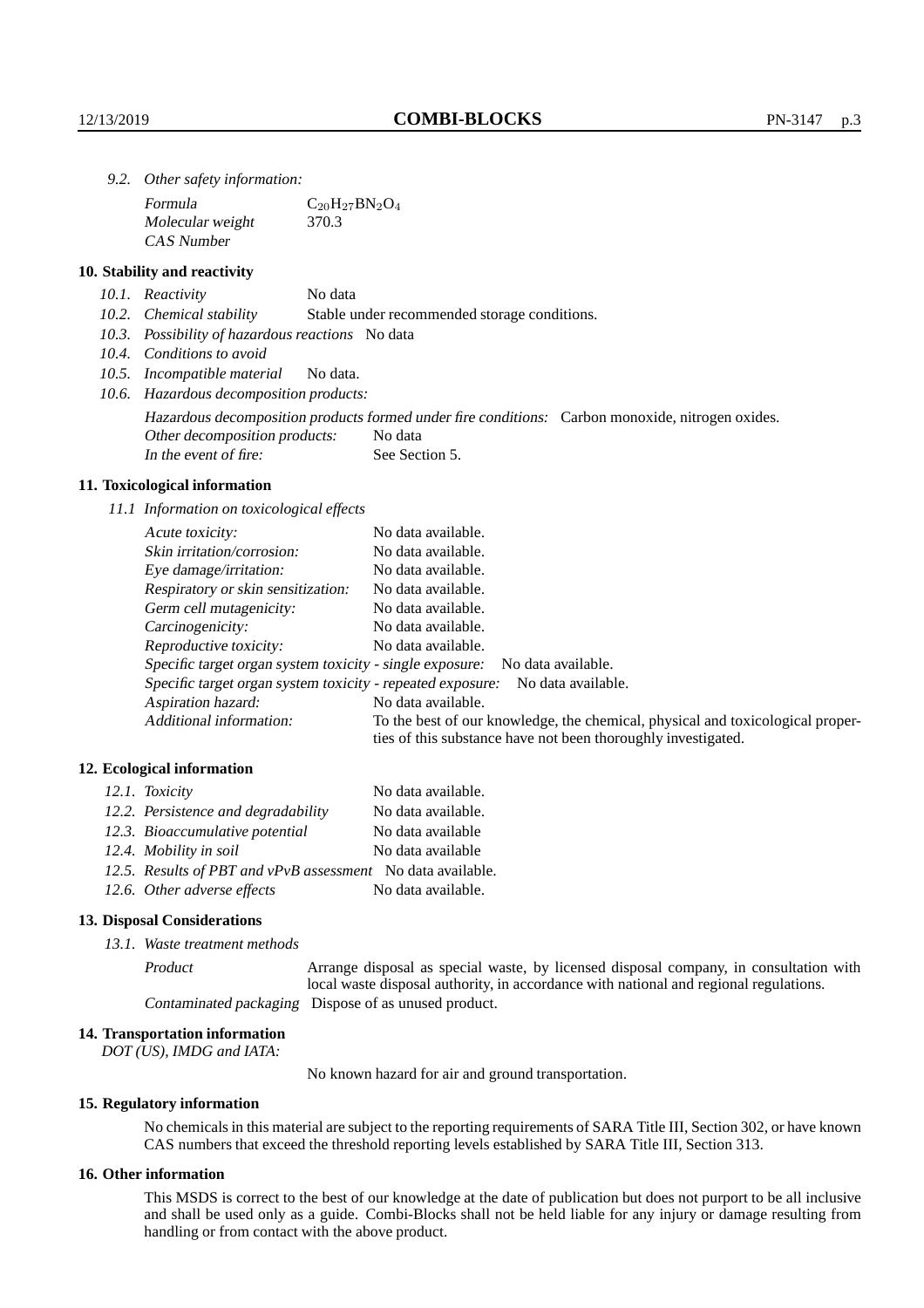*9.2. Other safety information:*

| | |
|---|---|
| *Formula* | $C_{20}H_{27}BN_2O_4$ |
| *Molecular weight* | 370.3 |
| *CAS Number* | |

## 10. Stability and reactivity

*10.1. Reactivity* No data

*10.2. Chemical stability* Stable under recommended storage conditions.

*10.3. Possibility of hazardous reactions* No data

*10.4. Conditions to avoid*

*10.5. Incompatible material* No data.

*10.6. Hazardous decomposition products:*

*Hazardous decomposition products formed under fire conditions:* Carbon monoxide, nitrogen oxides.

*Other decomposition products:* No data

*In the event of fire:* See Section 5.

## 11. Toxicological information

*11.1 Information on toxicological effects*

| | |
|---|---|
| *Acute toxicity:* | No data available. |
| *Skin irritation/corrosion:* | No data available. |
| *Eye damage/irritation:* | No data available. |
| *Respiratory or skin sensitization:* | No data available. |
| *Germ cell mutagenicity:* | No data available. |
| *Carcinogenicity:* | No data available. |
| *Reproductive toxicity:* | No data available. |
| *Specific target organ system toxicity - single exposure:* | No data available. |
| *Specific target organ system toxicity - repeated exposure:* | No data available. |
| *Aspiration hazard:* | No data available. |
| *Additional information:* | To the best of our knowledge, the chemical, physical and toxicological properties of this substance have not been thoroughly investigated. |

## 12. Ecological information

| | |
|---|---|
| *12.1. Toxicity* | No data available. |
| *12.2. Persistence and degradability* | No data available. |
| *12.3. Bioaccumulative potential* | No data available |
| *12.4. Mobility in soil* | No data available |
| *12.5. Results of PBT and vPvB assessment* | No data available. |
| *12.6. Other adverse effects* | No data available. |

## 13. Disposal Considerations

*13.1. Waste treatment methods*

*Product* Arrange disposal as special waste, by licensed disposal company, in consultation with local waste disposal authority, in accordance with national and regional regulations.

*Contaminated packaging* Dispose of as unused product.

## 14. Transportation information

*DOT (US), IMDG and IATA:*

No known hazard for air and ground transportation.

## 15. Regulatory information

No chemicals in this material are subject to the reporting requirements of SARA Title III, Section 302, or have known CAS numbers that exceed the threshold reporting levels established by SARA Title III, Section 313.

## 16. Other information

This MSDS is correct to the best of our knowledge at the date of publication but does not purport to be all inclusive and shall be used only as a guide. Combi-Blocks shall not be held liable for any injury or damage resulting from handling or from contact with the above product.